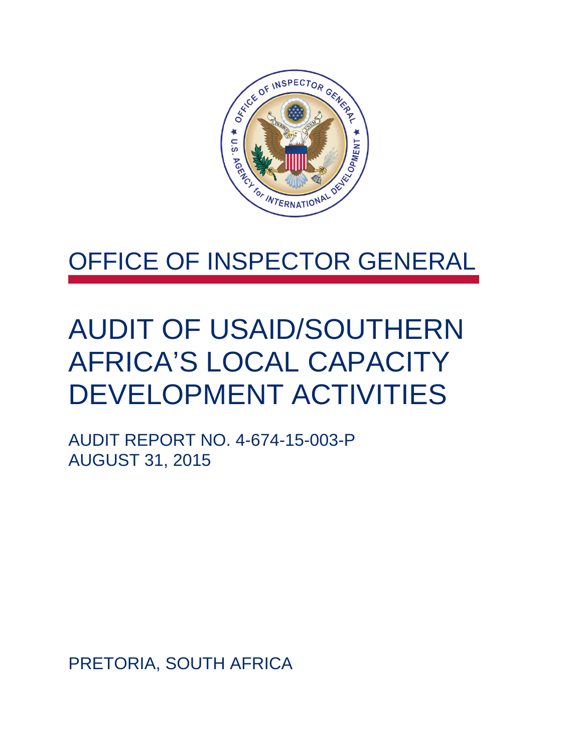# OFFICE OF INSPECTOR GENERAL

# AUDIT OF USAID/SOUTHERN AFRICA'S LOCAL CAPACITY DEVELOPMENT ACTIVITIES

AUDIT REPORT NO. 4-674-15-003-P
AUGUST 31, 2015

PRETORIA, SOUTH AFRICA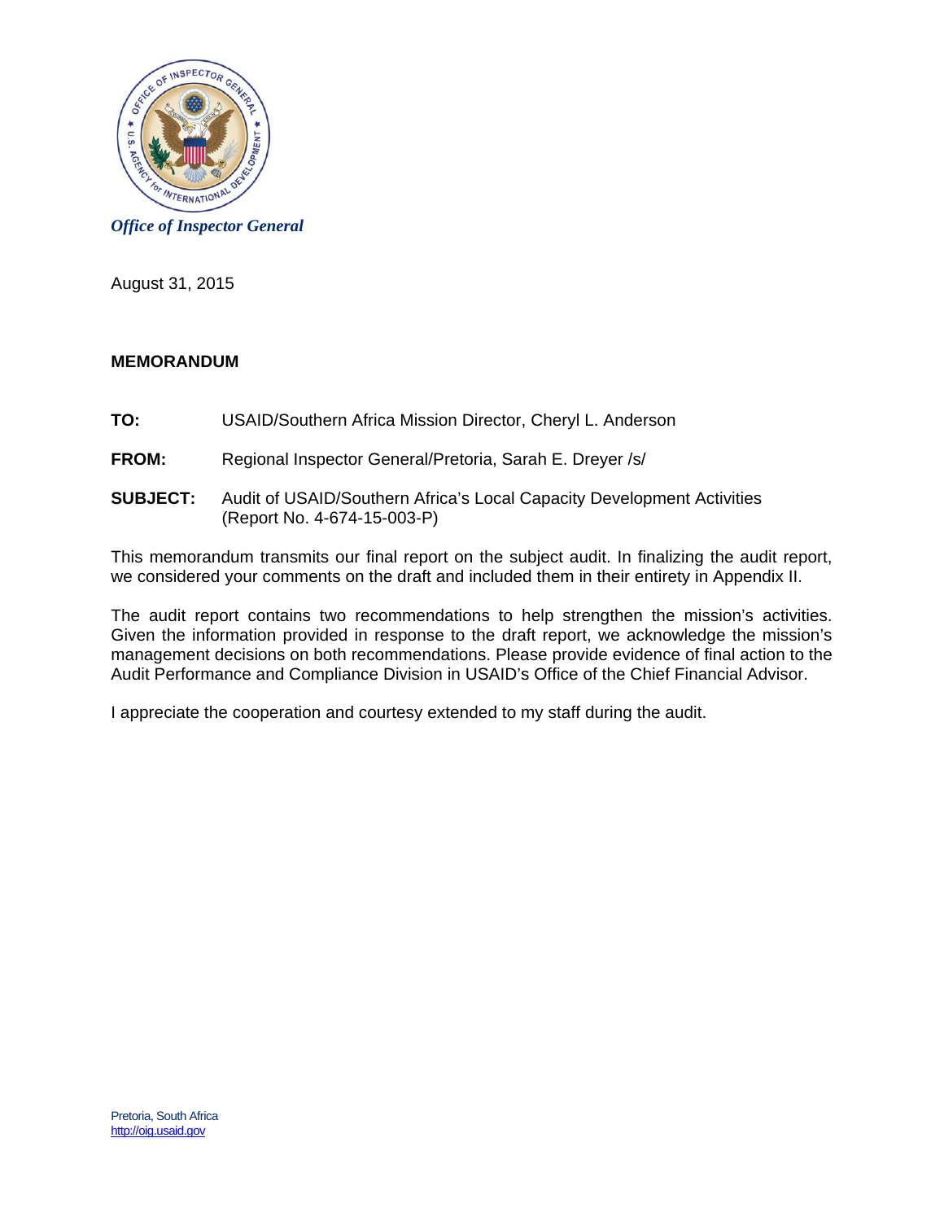*Office of Inspector General*

August 31, 2015

**MEMORANDUM**

**TO:** USAID/Southern Africa Mission Director, Cheryl L. Anderson

**FROM:** Regional Inspector General/Pretoria, Sarah E. Dreyer /s/

**SUBJECT:** Audit of USAID/Southern Africa's Local Capacity Development Activities (Report No. 4-674-15-003-P)

This memorandum transmits our final report on the subject audit. In finalizing the audit report, we considered your comments on the draft and included them in their entirety in Appendix II.

The audit report contains two recommendations to help strengthen the mission's activities. Given the information provided in response to the draft report, we acknowledge the mission's management decisions on both recommendations. Please provide evidence of final action to the Audit Performance and Compliance Division in USAID's Office of the Chief Financial Advisor.

I appreciate the cooperation and courtesy extended to my staff during the audit.

Pretoria, South Africa
http://oig.usaid.gov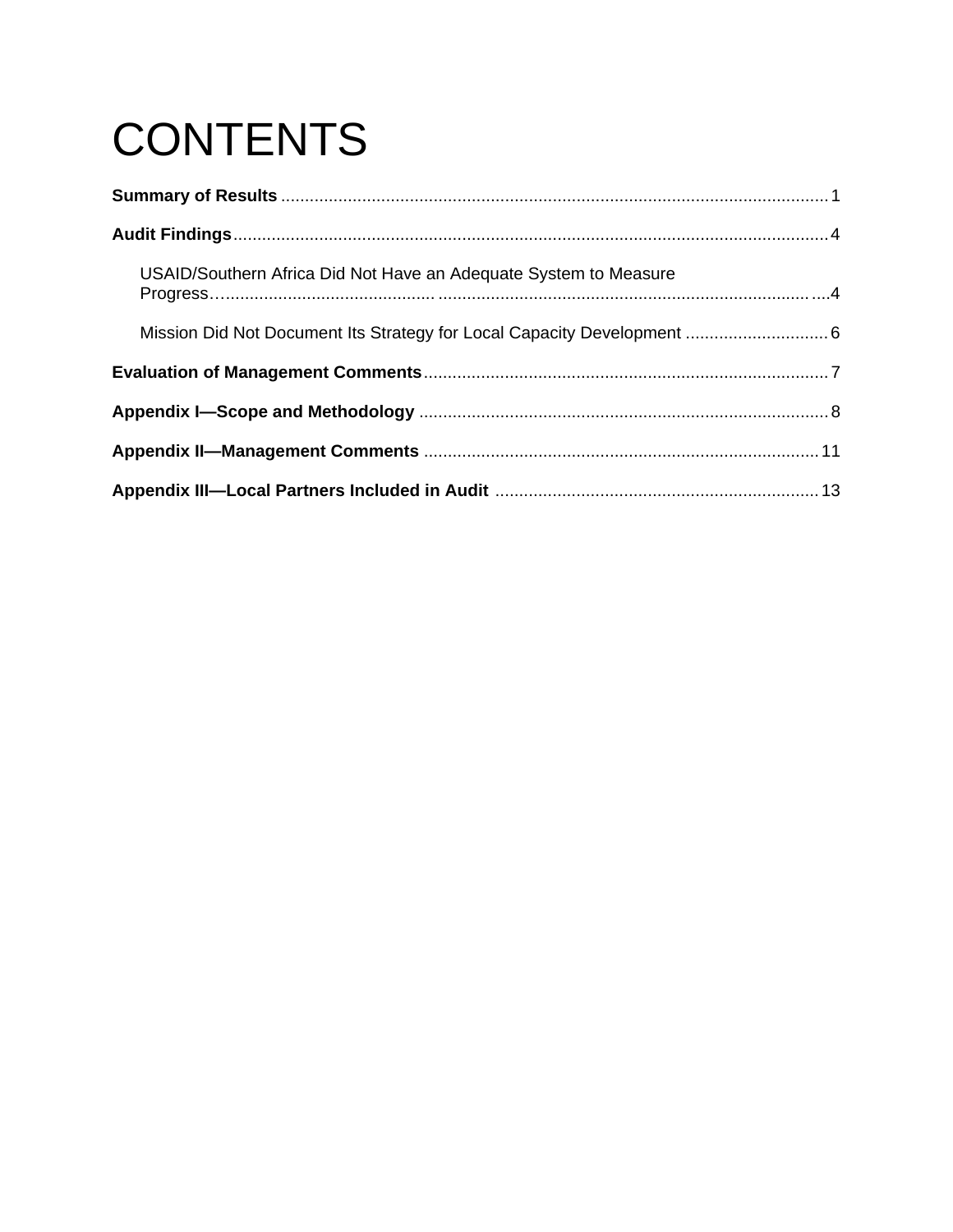# CONTENTS

**Summary of Results** .................................................................................................................. 1

**Audit Findings** ............................................................................................................................ 4

USAID/Southern Africa Did Not Have an Adequate System to Measure Progress…......................................... ..............................................................................4

Mission Did Not Document Its Strategy for Local Capacity Development .............................. 6

**Evaluation of Management Comments** .................................................................................... 7

**Appendix I—Scope and Methodology** ..................................................................................... 8

**Appendix II—Management Comments** .................................................................................. 11

**Appendix III—Local Partners Included in Audit** ................................................................... 13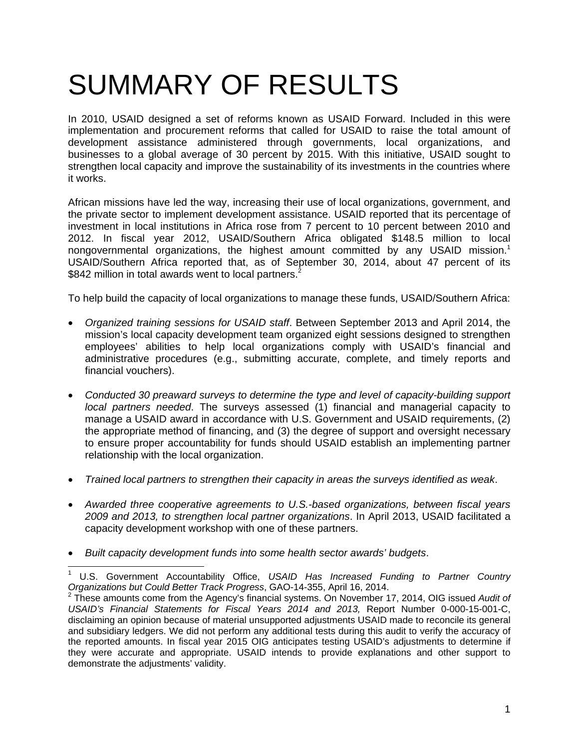# SUMMARY OF RESULTS

In 2010, USAID designed a set of reforms known as USAID Forward. Included in this were implementation and procurement reforms that called for USAID to raise the total amount of development assistance administered through governments, local organizations, and businesses to a global average of 30 percent by 2015. With this initiative, USAID sought to strengthen local capacity and improve the sustainability of its investments in the countries where it works.

African missions have led the way, increasing their use of local organizations, government, and the private sector to implement development assistance. USAID reported that its percentage of investment in local institutions in Africa rose from 7 percent to 10 percent between 2010 and 2012. In fiscal year 2012, USAID/Southern Africa obligated $148.5 million to local nongovernmental organizations, the highest amount committed by any USAID mission.[1] USAID/Southern Africa reported that, as of September 30, 2014, about 47 percent of its $842 million in total awards went to local partners.[2]

To help build the capacity of local organizations to manage these funds, USAID/Southern Africa:

- *Organized training sessions for USAID staff*. Between September 2013 and April 2014, the mission's local capacity development team organized eight sessions designed to strengthen employees' abilities to help local organizations comply with USAID's financial and administrative procedures (e.g., submitting accurate, complete, and timely reports and financial vouchers).

- *Conducted 30 preaward surveys to determine the type and level of capacity-building support local partners needed*. The surveys assessed (1) financial and managerial capacity to manage a USAID award in accordance with U.S. Government and USAID requirements, (2) the appropriate method of financing, and (3) the degree of support and oversight necessary to ensure proper accountability for funds should USAID establish an implementing partner relationship with the local organization.

- *Trained local partners to strengthen their capacity in areas the surveys identified as weak*.

- *Awarded three cooperative agreements to U.S.-based organizations, between fiscal years 2009 and 2013, to strengthen local partner organizations*. In April 2013, USAID facilitated a capacity development workshop with one of these partners.

- *Built capacity development funds into some health sector awards' budgets*.

---

[1] U.S. Government Accountability Office, *USAID Has Increased Funding to Partner Country Organizations but Could Better Track Progress*, GAO-14-355, April 16, 2014.

[2] These amounts come from the Agency's financial systems. On November 17, 2014, OIG issued *Audit of USAID's Financial Statements for Fiscal Years 2014 and 2013,* Report Number 0-000-15-001-C, disclaiming an opinion because of material unsupported adjustments USAID made to reconcile its general and subsidiary ledgers. We did not perform any additional tests during this audit to verify the accuracy of the reported amounts. In fiscal year 2015 OIG anticipates testing USAID's adjustments to determine if they were accurate and appropriate. USAID intends to provide explanations and other support to demonstrate the adjustments' validity.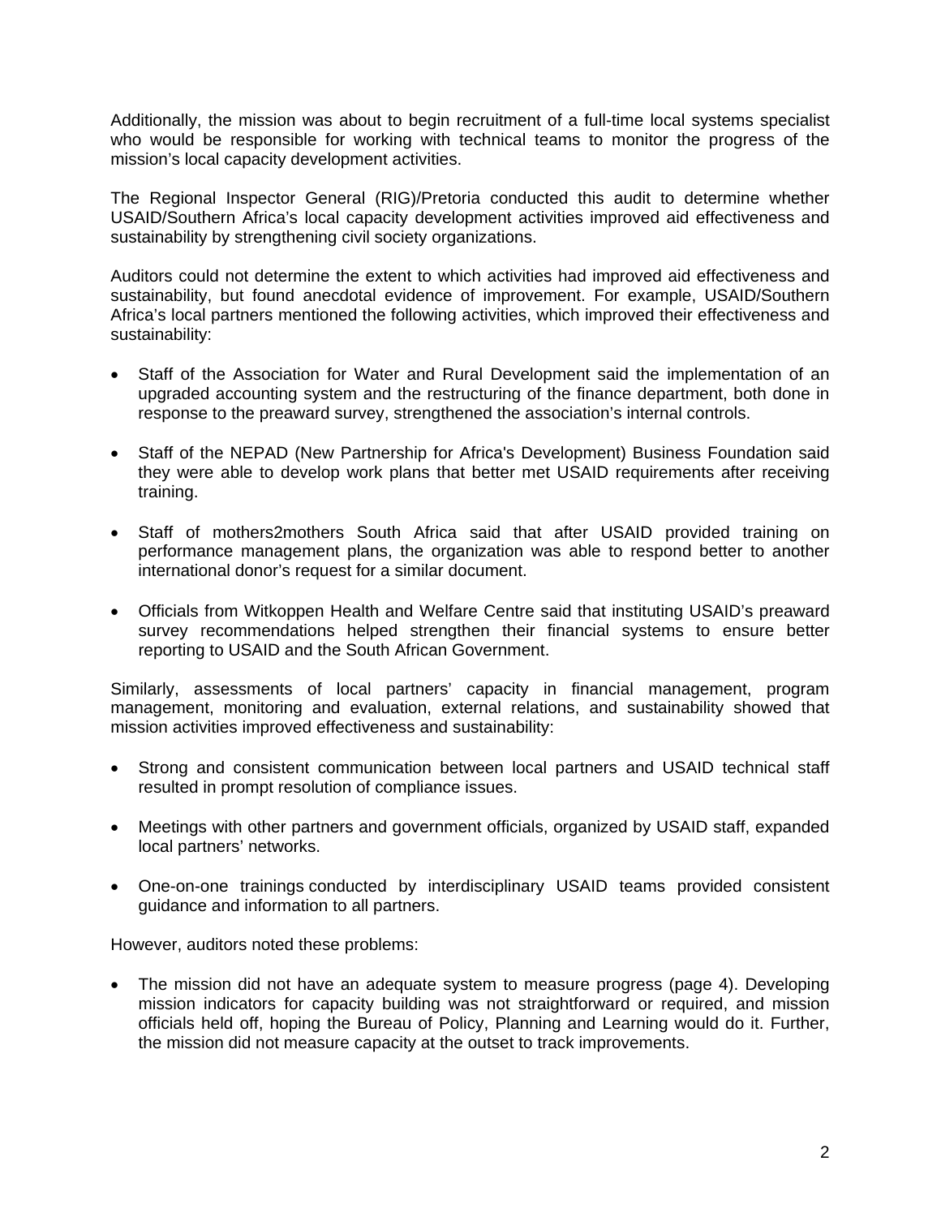Additionally, the mission was about to begin recruitment of a full-time local systems specialist who would be responsible for working with technical teams to monitor the progress of the mission's local capacity development activities.

The Regional Inspector General (RIG)/Pretoria conducted this audit to determine whether USAID/Southern Africa's local capacity development activities improved aid effectiveness and sustainability by strengthening civil society organizations.

Auditors could not determine the extent to which activities had improved aid effectiveness and sustainability, but found anecdotal evidence of improvement. For example, USAID/Southern Africa's local partners mentioned the following activities, which improved their effectiveness and sustainability:

- Staff of the Association for Water and Rural Development said the implementation of an upgraded accounting system and the restructuring of the finance department, both done in response to the preaward survey, strengthened the association's internal controls.

- Staff of the NEPAD (New Partnership for Africa's Development) Business Foundation said they were able to develop work plans that better met USAID requirements after receiving training.

- Staff of mothers2mothers South Africa said that after USAID provided training on performance management plans, the organization was able to respond better to another international donor's request for a similar document.

- Officials from Witkoppen Health and Welfare Centre said that instituting USAID's preaward survey recommendations helped strengthen their financial systems to ensure better reporting to USAID and the South African Government.

Similarly, assessments of local partners' capacity in financial management, program management, monitoring and evaluation, external relations, and sustainability showed that mission activities improved effectiveness and sustainability:

- Strong and consistent communication between local partners and USAID technical staff resulted in prompt resolution of compliance issues.

- Meetings with other partners and government officials, organized by USAID staff, expanded local partners' networks.

- One-on-one trainings conducted by interdisciplinary USAID teams provided consistent guidance and information to all partners.

However, auditors noted these problems:

- The mission did not have an adequate system to measure progress (page 4). Developing mission indicators for capacity building was not straightforward or required, and mission officials held off, hoping the Bureau of Policy, Planning and Learning would do it. Further, the mission did not measure capacity at the outset to track improvements.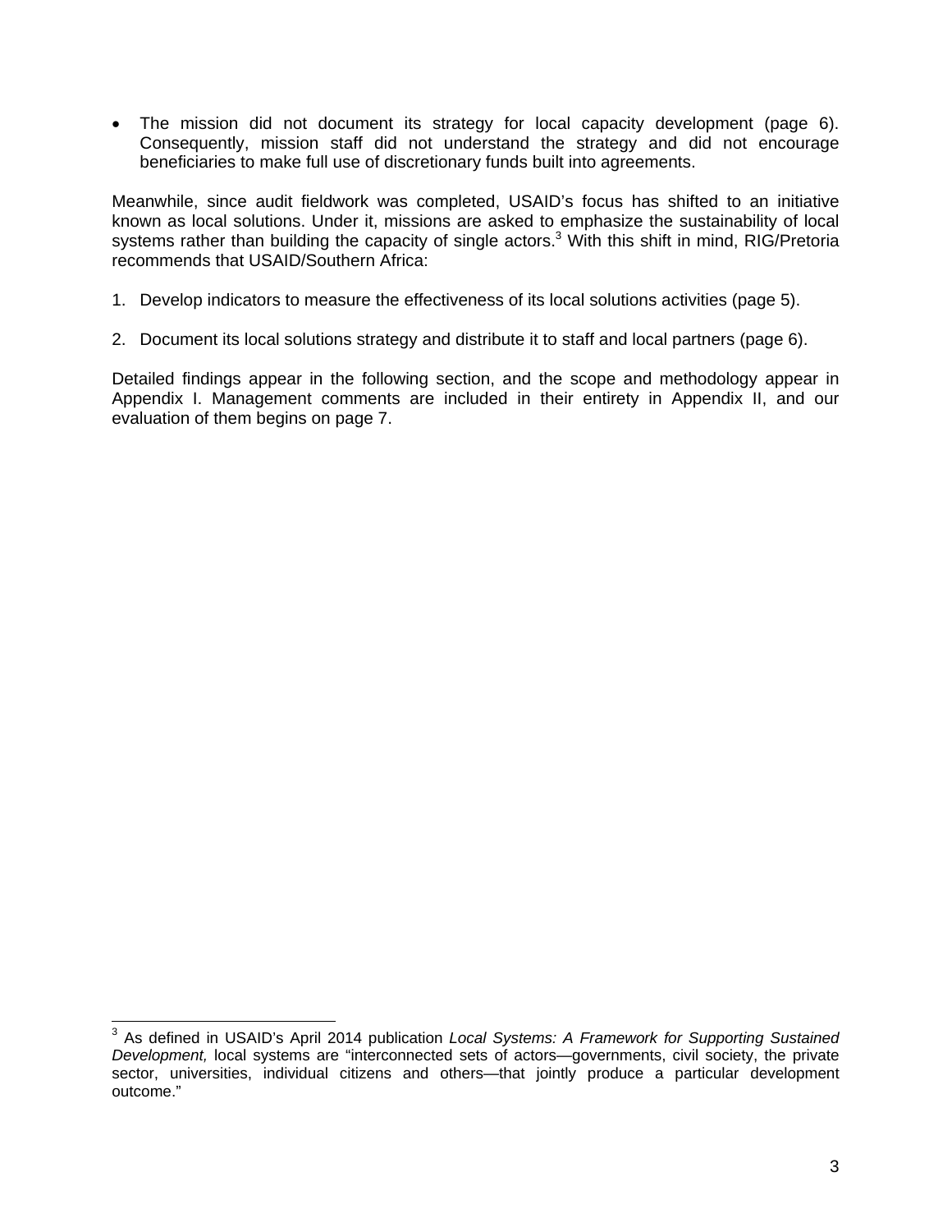- The mission did not document its strategy for local capacity development (page 6). Consequently, mission staff did not understand the strategy and did not encourage beneficiaries to make full use of discretionary funds built into agreements.

Meanwhile, since audit fieldwork was completed, USAID's focus has shifted to an initiative known as local solutions. Under it, missions are asked to emphasize the sustainability of local systems rather than building the capacity of single actors.[3] With this shift in mind, RIG/Pretoria recommends that USAID/Southern Africa:

1. Develop indicators to measure the effectiveness of its local solutions activities (page 5).

2. Document its local solutions strategy and distribute it to staff and local partners (page 6).

Detailed findings appear in the following section, and the scope and methodology appear in Appendix I. Management comments are included in their entirety in Appendix II, and our evaluation of them begins on page 7.

---

[3] As defined in USAID's April 2014 publication *Local Systems: A Framework for Supporting Sustained Development,* local systems are "interconnected sets of actors—governments, civil society, the private sector, universities, individual citizens and others—that jointly produce a particular development outcome."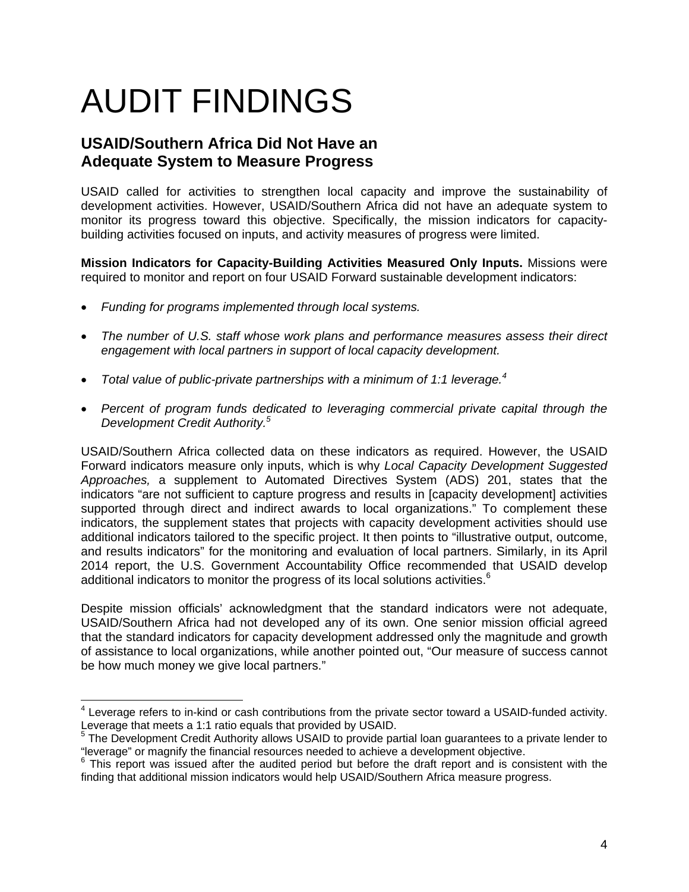# AUDIT FINDINGS

## USAID/Southern Africa Did Not Have an Adequate System to Measure Progress

USAID called for activities to strengthen local capacity and improve the sustainability of development activities. However, USAID/Southern Africa did not have an adequate system to monitor its progress toward this objective. Specifically, the mission indicators for capacity-building activities focused on inputs, and activity measures of progress were limited.

**Mission Indicators for Capacity-Building Activities Measured Only Inputs.** Missions were required to monitor and report on four USAID Forward sustainable development indicators:

- *Funding for programs implemented through local systems.*
- *The number of U.S. staff whose work plans and performance measures assess their direct engagement with local partners in support of local capacity development.*
- *Total value of public-private partnerships with a minimum of 1:1 leverage.*[4]
- *Percent of program funds dedicated to leveraging commercial private capital through the Development Credit Authority.*[5]

USAID/Southern Africa collected data on these indicators as required. However, the USAID Forward indicators measure only inputs, which is why *Local Capacity Development Suggested Approaches,* a supplement to Automated Directives System (ADS) 201, states that the indicators "are not sufficient to capture progress and results in [capacity development] activities supported through direct and indirect awards to local organizations." To complement these indicators, the supplement states that projects with capacity development activities should use additional indicators tailored to the specific project. It then points to "illustrative output, outcome, and results indicators" for the monitoring and evaluation of local partners. Similarly, in its April 2014 report, the U.S. Government Accountability Office recommended that USAID develop additional indicators to monitor the progress of its local solutions activities.[6]

Despite mission officials' acknowledgment that the standard indicators were not adequate, USAID/Southern Africa had not developed any of its own. One senior mission official agreed that the standard indicators for capacity development addressed only the magnitude and growth of assistance to local organizations, while another pointed out, "Our measure of success cannot be how much money we give local partners."

---

[4] Leverage refers to in-kind or cash contributions from the private sector toward a USAID-funded activity. Leverage that meets a 1:1 ratio equals that provided by USAID.

[5] The Development Credit Authority allows USAID to provide partial loan guarantees to a private lender to "leverage" or magnify the financial resources needed to achieve a development objective.

[6] This report was issued after the audited period but before the draft report and is consistent with the finding that additional mission indicators would help USAID/Southern Africa measure progress.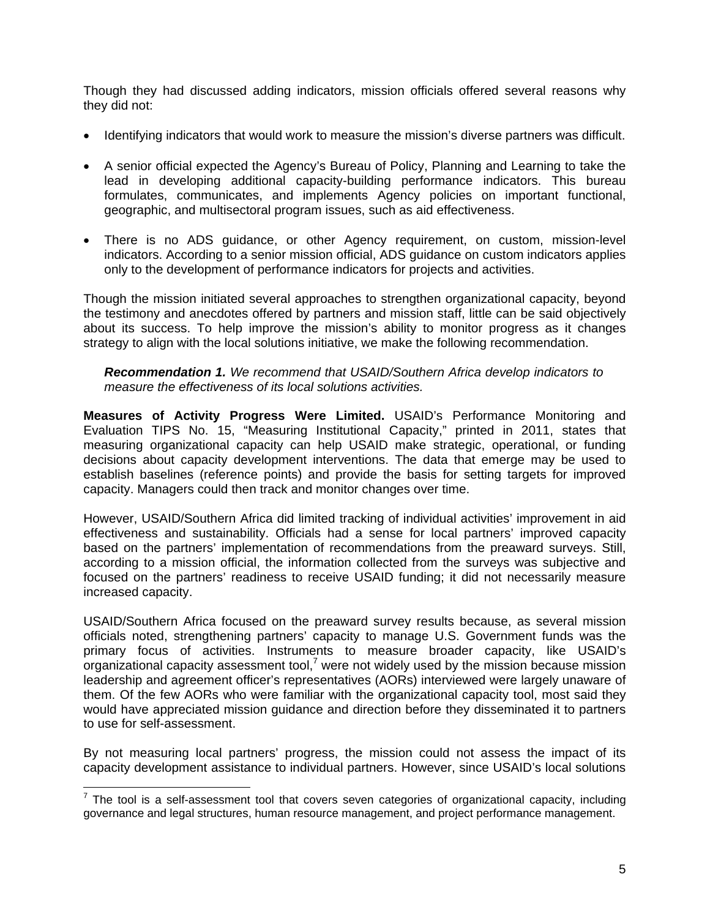Though they had discussed adding indicators, mission officials offered several reasons why they did not:

- Identifying indicators that would work to measure the mission's diverse partners was difficult.
- A senior official expected the Agency's Bureau of Policy, Planning and Learning to take the lead in developing additional capacity-building performance indicators. This bureau formulates, communicates, and implements Agency policies on important functional, geographic, and multisectoral program issues, such as aid effectiveness.
- There is no ADS guidance, or other Agency requirement, on custom, mission-level indicators. According to a senior mission official, ADS guidance on custom indicators applies only to the development of performance indicators for projects and activities.

Though the mission initiated several approaches to strengthen organizational capacity, beyond the testimony and anecdotes offered by partners and mission staff, little can be said objectively about its success. To help improve the mission's ability to monitor progress as it changes strategy to align with the local solutions initiative, we make the following recommendation.

> ***Recommendation 1.*** *We recommend that USAID/Southern Africa develop indicators to measure the effectiveness of its local solutions activities.*

**Measures of Activity Progress Were Limited.** USAID's Performance Monitoring and Evaluation TIPS No. 15, "Measuring Institutional Capacity," printed in 2011, states that measuring organizational capacity can help USAID make strategic, operational, or funding decisions about capacity development interventions. The data that emerge may be used to establish baselines (reference points) and provide the basis for setting targets for improved capacity. Managers could then track and monitor changes over time.

However, USAID/Southern Africa did limited tracking of individual activities' improvement in aid effectiveness and sustainability. Officials had a sense for local partners' improved capacity based on the partners' implementation of recommendations from the preaward surveys. Still, according to a mission official, the information collected from the surveys was subjective and focused on the partners' readiness to receive USAID funding; it did not necessarily measure increased capacity.

USAID/Southern Africa focused on the preaward survey results because, as several mission officials noted, strengthening partners' capacity to manage U.S. Government funds was the primary focus of activities. Instruments to measure broader capacity, like USAID's organizational capacity assessment tool,[7] were not widely used by the mission because mission leadership and agreement officer's representatives (AORs) interviewed were largely unaware of them. Of the few AORs who were familiar with the organizational capacity tool, most said they would have appreciated mission guidance and direction before they disseminated it to partners to use for self-assessment.

By not measuring local partners' progress, the mission could not assess the impact of its capacity development assistance to individual partners. However, since USAID's local solutions

[7] The tool is a self-assessment tool that covers seven categories of organizational capacity, including governance and legal structures, human resource management, and project performance management.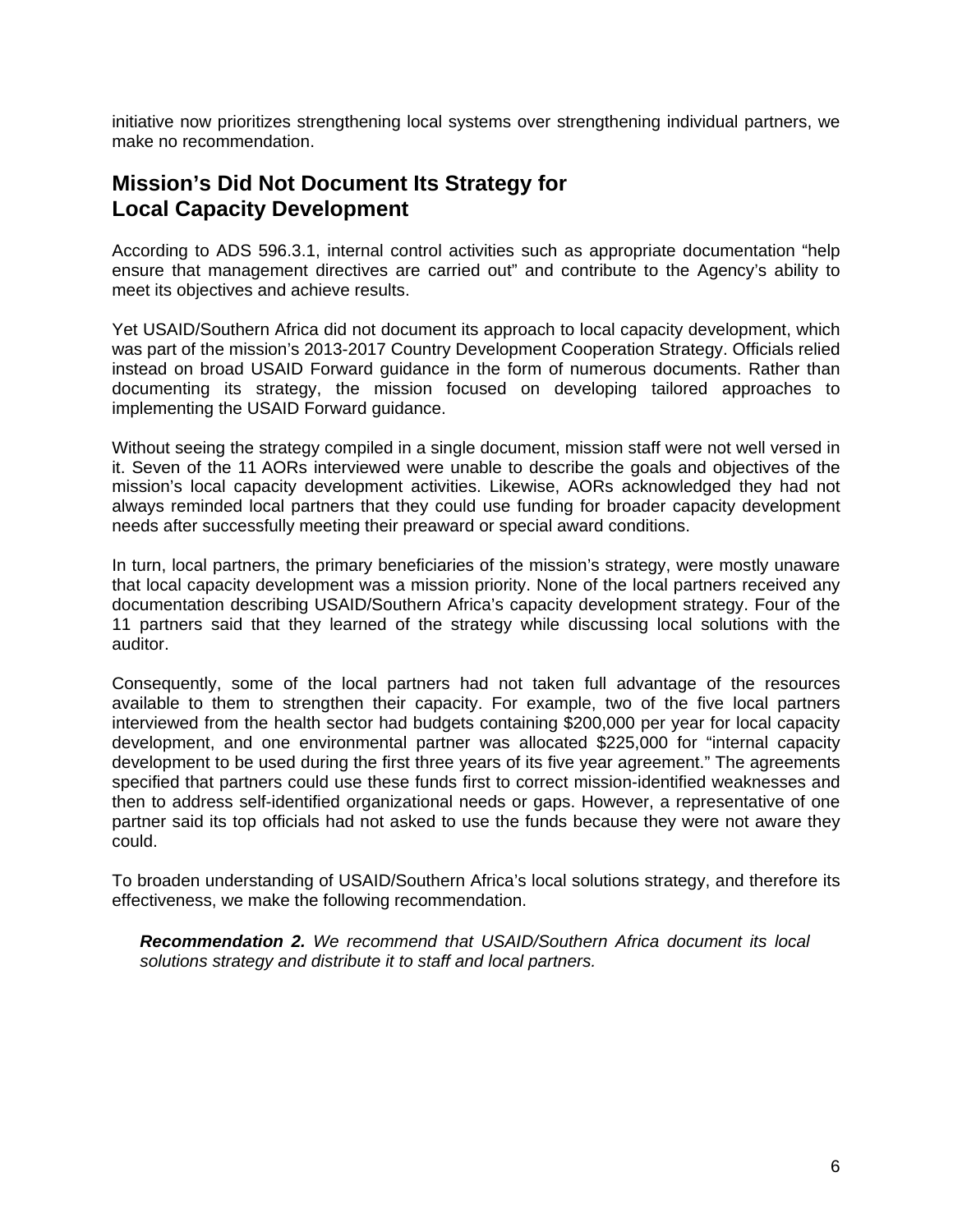initiative now prioritizes strengthening local systems over strengthening individual partners, we make no recommendation.

## Mission's Did Not Document Its Strategy for Local Capacity Development

According to ADS 596.3.1, internal control activities such as appropriate documentation "help ensure that management directives are carried out" and contribute to the Agency's ability to meet its objectives and achieve results.

Yet USAID/Southern Africa did not document its approach to local capacity development, which was part of the mission's 2013-2017 Country Development Cooperation Strategy. Officials relied instead on broad USAID Forward guidance in the form of numerous documents. Rather than documenting its strategy, the mission focused on developing tailored approaches to implementing the USAID Forward guidance.

Without seeing the strategy compiled in a single document, mission staff were not well versed in it. Seven of the 11 AORs interviewed were unable to describe the goals and objectives of the mission's local capacity development activities. Likewise, AORs acknowledged they had not always reminded local partners that they could use funding for broader capacity development needs after successfully meeting their preaward or special award conditions.

In turn, local partners, the primary beneficiaries of the mission's strategy, were mostly unaware that local capacity development was a mission priority. None of the local partners received any documentation describing USAID/Southern Africa's capacity development strategy. Four of the 11 partners said that they learned of the strategy while discussing local solutions with the auditor.

Consequently, some of the local partners had not taken full advantage of the resources available to them to strengthen their capacity. For example, two of the five local partners interviewed from the health sector had budgets containing $200,000 per year for local capacity development, and one environmental partner was allocated $225,000 for "internal capacity development to be used during the first three years of its five year agreement." The agreements specified that partners could use these funds first to correct mission-identified weaknesses and then to address self-identified organizational needs or gaps. However, a representative of one partner said its top officials had not asked to use the funds because they were not aware they could.

To broaden understanding of USAID/Southern Africa's local solutions strategy, and therefore its effectiveness, we make the following recommendation.

> ***Recommendation 2.*** *We recommend that USAID/Southern Africa document its local solutions strategy and distribute it to staff and local partners.*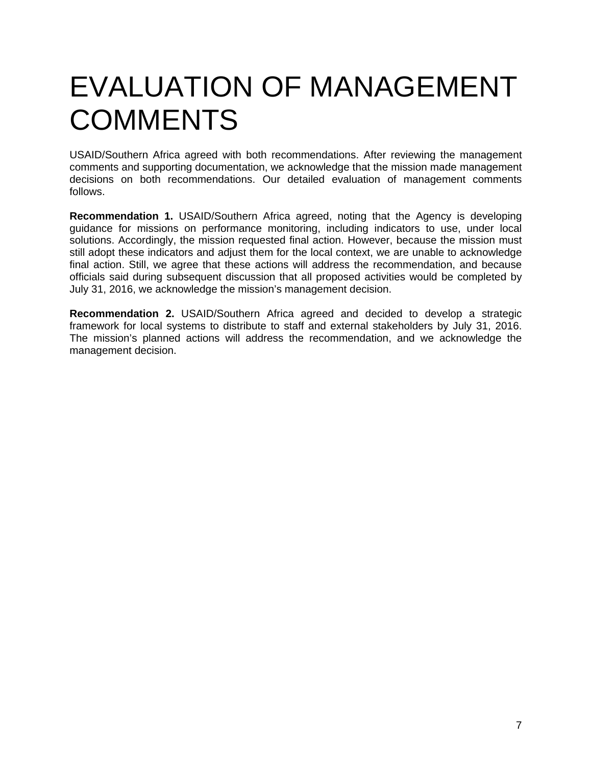# EVALUATION OF MANAGEMENT COMMENTS

USAID/Southern Africa agreed with both recommendations. After reviewing the management comments and supporting documentation, we acknowledge that the mission made management decisions on both recommendations. Our detailed evaluation of management comments follows.

**Recommendation 1.** USAID/Southern Africa agreed, noting that the Agency is developing guidance for missions on performance monitoring, including indicators to use, under local solutions. Accordingly, the mission requested final action. However, because the mission must still adopt these indicators and adjust them for the local context, we are unable to acknowledge final action. Still, we agree that these actions will address the recommendation, and because officials said during subsequent discussion that all proposed activities would be completed by July 31, 2016, we acknowledge the mission's management decision.

**Recommendation 2.** USAID/Southern Africa agreed and decided to develop a strategic framework for local systems to distribute to staff and external stakeholders by July 31, 2016. The mission's planned actions will address the recommendation, and we acknowledge the management decision.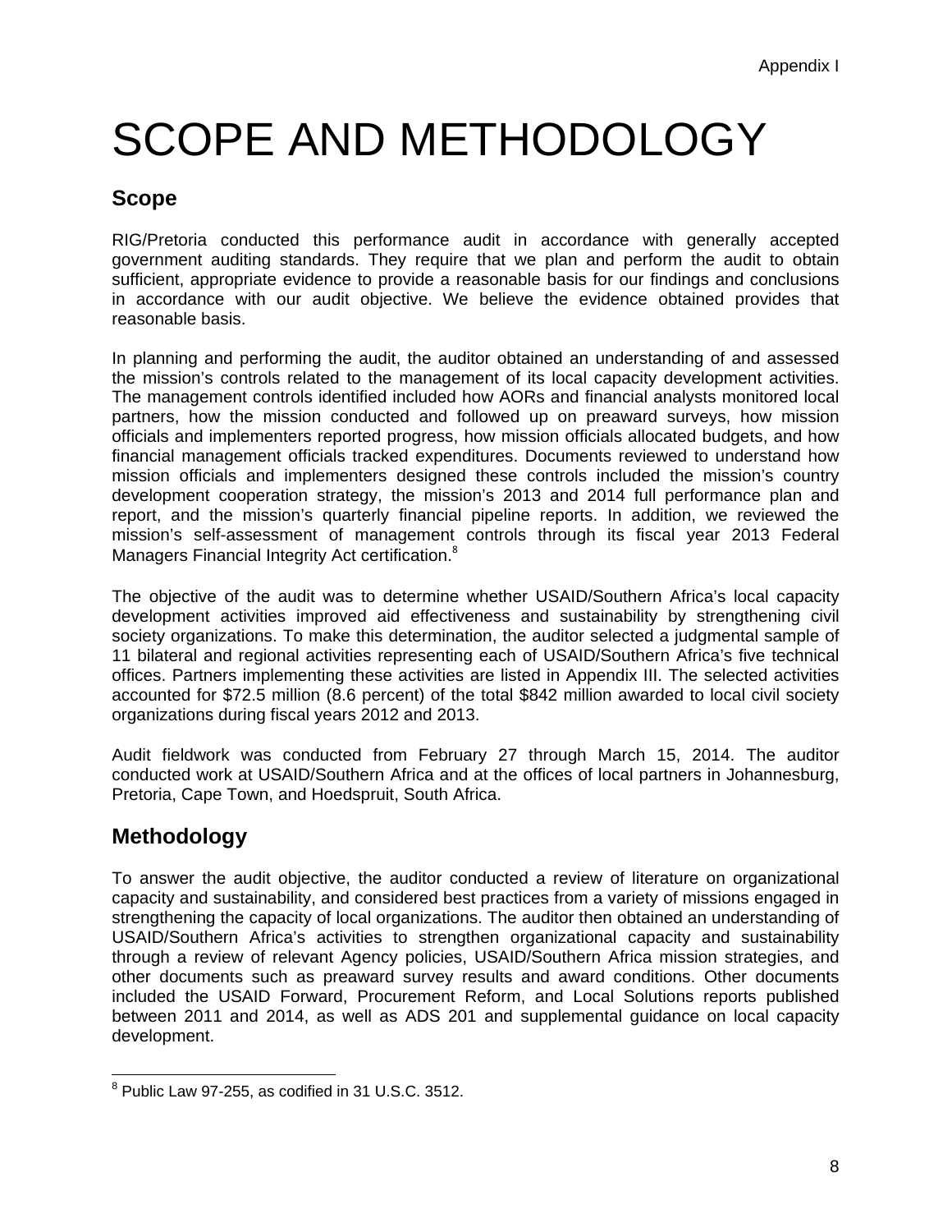# SCOPE AND METHODOLOGY

## Scope

RIG/Pretoria conducted this performance audit in accordance with generally accepted government auditing standards. They require that we plan and perform the audit to obtain sufficient, appropriate evidence to provide a reasonable basis for our findings and conclusions in accordance with our audit objective. We believe the evidence obtained provides that reasonable basis.

In planning and performing the audit, the auditor obtained an understanding of and assessed the mission's controls related to the management of its local capacity development activities. The management controls identified included how AORs and financial analysts monitored local partners, how the mission conducted and followed up on preaward surveys, how mission officials and implementers reported progress, how mission officials allocated budgets, and how financial management officials tracked expenditures. Documents reviewed to understand how mission officials and implementers designed these controls included the mission's country development cooperation strategy, the mission's 2013 and 2014 full performance plan and report, and the mission's quarterly financial pipeline reports. In addition, we reviewed the mission's self-assessment of management controls through its fiscal year 2013 Federal Managers Financial Integrity Act certification.[8]

The objective of the audit was to determine whether USAID/Southern Africa's local capacity development activities improved aid effectiveness and sustainability by strengthening civil society organizations. To make this determination, the auditor selected a judgmental sample of 11 bilateral and regional activities representing each of USAID/Southern Africa's five technical offices. Partners implementing these activities are listed in Appendix III. The selected activities accounted for $72.5 million (8.6 percent) of the total $842 million awarded to local civil society organizations during fiscal years 2012 and 2013.

Audit fieldwork was conducted from February 27 through March 15, 2014. The auditor conducted work at USAID/Southern Africa and at the offices of local partners in Johannesburg, Pretoria, Cape Town, and Hoedspruit, South Africa.

## Methodology

To answer the audit objective, the auditor conducted a review of literature on organizational capacity and sustainability, and considered best practices from a variety of missions engaged in strengthening the capacity of local organizations. The auditor then obtained an understanding of USAID/Southern Africa's activities to strengthen organizational capacity and sustainability through a review of relevant Agency policies, USAID/Southern Africa mission strategies, and other documents such as preaward survey results and award conditions. Other documents included the USAID Forward, Procurement Reform, and Local Solutions reports published between 2011 and 2014, as well as ADS 201 and supplemental guidance on local capacity development.

[8] Public Law 97-255, as codified in 31 U.S.C. 3512.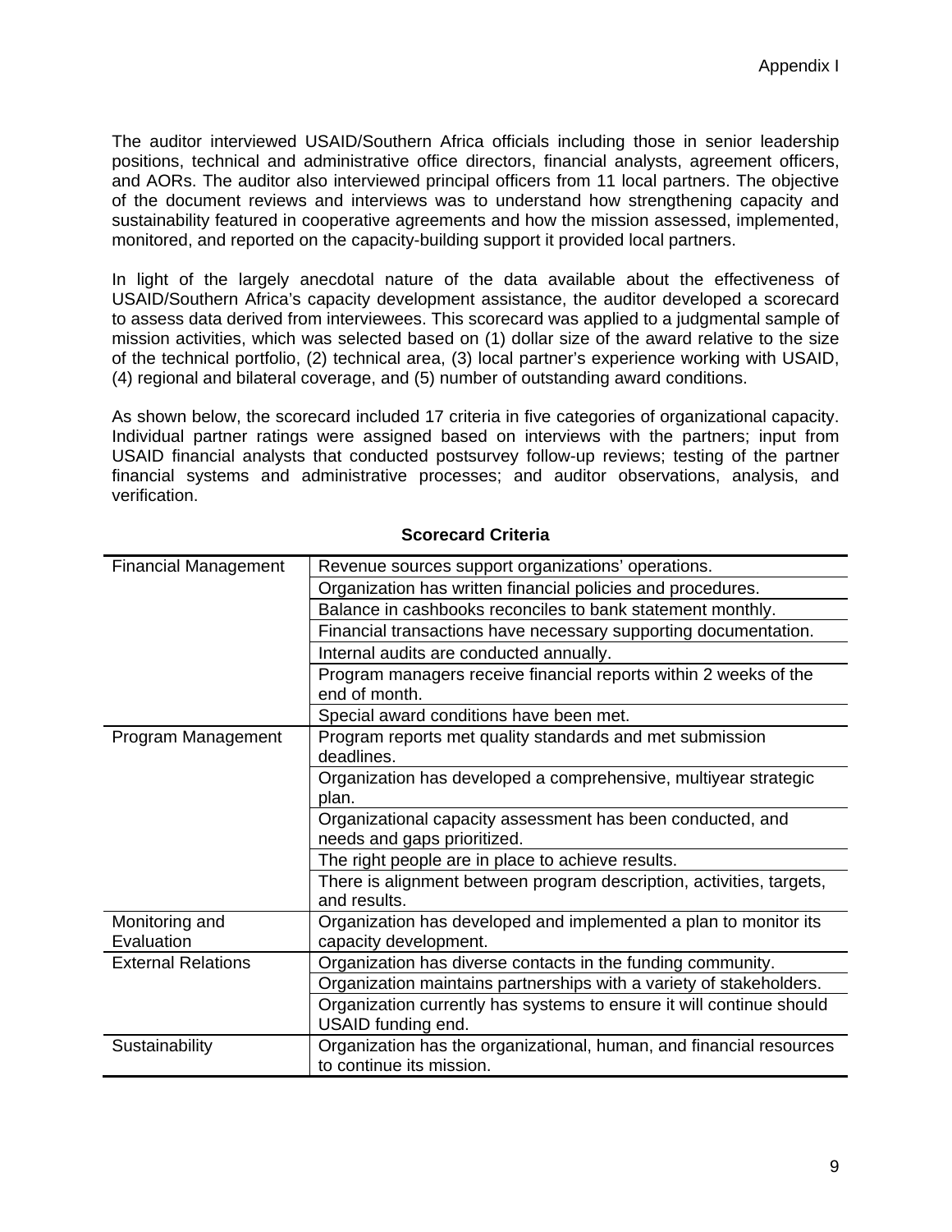The auditor interviewed USAID/Southern Africa officials including those in senior leadership positions, technical and administrative office directors, financial analysts, agreement officers, and AORs. The auditor also interviewed principal officers from 11 local partners. The objective of the document reviews and interviews was to understand how strengthening capacity and sustainability featured in cooperative agreements and how the mission assessed, implemented, monitored, and reported on the capacity-building support it provided local partners.

In light of the largely anecdotal nature of the data available about the effectiveness of USAID/Southern Africa's capacity development assistance, the auditor developed a scorecard to assess data derived from interviewees. This scorecard was applied to a judgmental sample of mission activities, which was selected based on (1) dollar size of the award relative to the size of the technical portfolio, (2) technical area, (3) local partner's experience working with USAID, (4) regional and bilateral coverage, and (5) number of outstanding award conditions.

As shown below, the scorecard included 17 criteria in five categories of organizational capacity. Individual partner ratings were assigned based on interviews with the partners; input from USAID financial analysts that conducted postsurvey follow-up reviews; testing of the partner financial systems and administrative processes; and auditor observations, analysis, and verification.

**Scorecard Criteria**

| | |
|---|---|
| Financial Management | Revenue sources support organizations' operations. |
| | Organization has written financial policies and procedures. |
| | Balance in cashbooks reconciles to bank statement monthly. |
| | Financial transactions have necessary supporting documentation. |
| | Internal audits are conducted annually. |
| | Program managers receive financial reports within 2 weeks of the end of month. |
| | Special award conditions have been met. |
| Program Management | Program reports met quality standards and met submission deadlines. |
| | Organization has developed a comprehensive, multiyear strategic plan. |
| | Organizational capacity assessment has been conducted, and needs and gaps prioritized. |
| | The right people are in place to achieve results. |
| | There is alignment between program description, activities, targets, and results. |
| Monitoring and Evaluation | Organization has developed and implemented a plan to monitor its capacity development. |
| External Relations | Organization has diverse contacts in the funding community. |
| | Organization maintains partnerships with a variety of stakeholders. |
| | Organization currently has systems to ensure it will continue should USAID funding end. |
| Sustainability | Organization has the organizational, human, and financial resources to continue its mission. |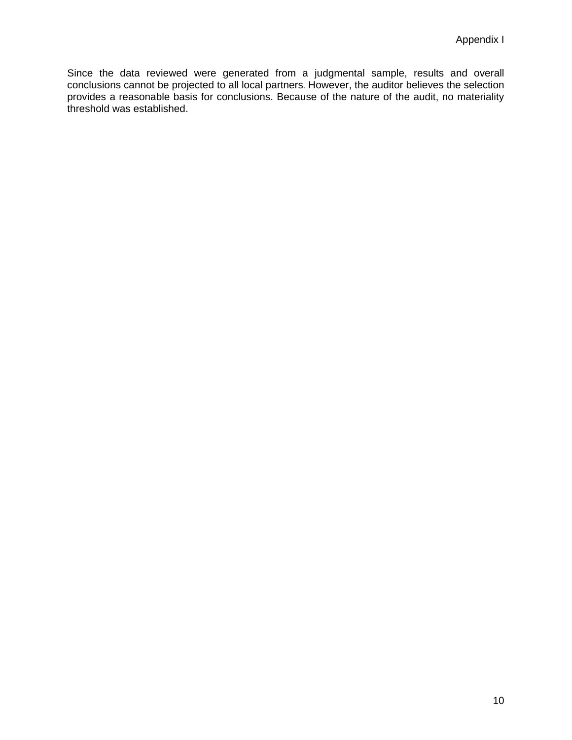Since the data reviewed were generated from a judgmental sample, results and overall conclusions cannot be projected to all local partners. However, the auditor believes the selection provides a reasonable basis for conclusions. Because of the nature of the audit, no materiality threshold was established.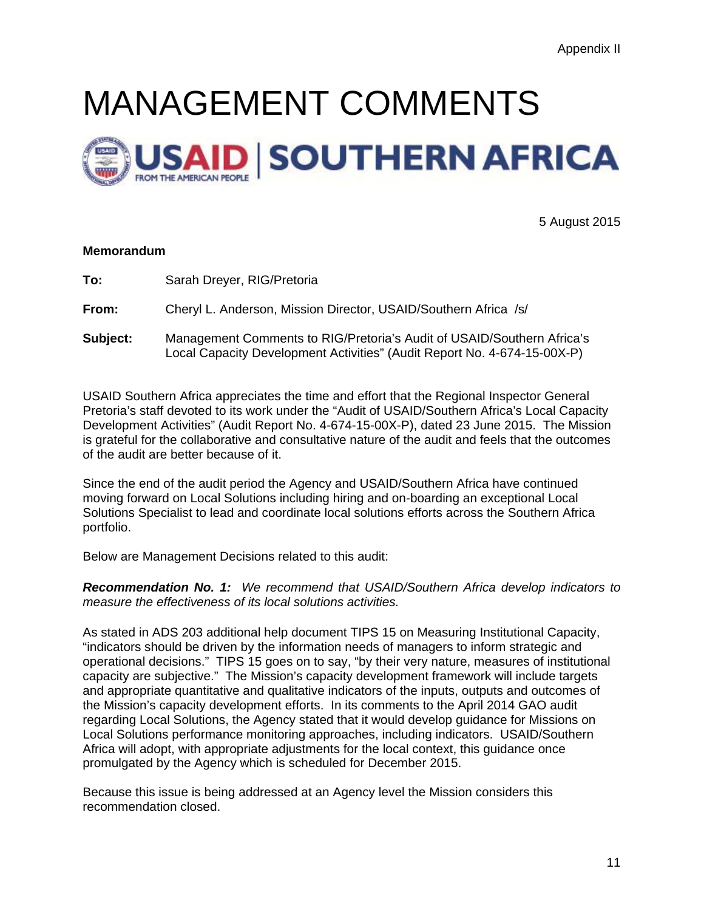Appendix II

# MANAGEMENT COMMENTS

USAID | SOUTHERN AFRICA
FROM THE AMERICAN PEOPLE

5 August 2015

**Memorandum**

**To:** Sarah Dreyer, RIG/Pretoria

**From:** Cheryl L. Anderson, Mission Director, USAID/Southern Africa /s/

**Subject:** Management Comments to RIG/Pretoria's Audit of USAID/Southern Africa's Local Capacity Development Activities" (Audit Report No. 4-674-15-00X-P)

USAID Southern Africa appreciates the time and effort that the Regional Inspector General Pretoria's staff devoted to its work under the "Audit of USAID/Southern Africa's Local Capacity Development Activities" (Audit Report No. 4-674-15-00X-P), dated 23 June 2015. The Mission is grateful for the collaborative and consultative nature of the audit and feels that the outcomes of the audit are better because of it.

Since the end of the audit period the Agency and USAID/Southern Africa have continued moving forward on Local Solutions including hiring and on-boarding an exceptional Local Solutions Specialist to lead and coordinate local solutions efforts across the Southern Africa portfolio.

Below are Management Decisions related to this audit:

***Recommendation No. 1:*** *We recommend that USAID/Southern Africa develop indicators to measure the effectiveness of its local solutions activities.*

As stated in ADS 203 additional help document TIPS 15 on Measuring Institutional Capacity, "indicators should be driven by the information needs of managers to inform strategic and operational decisions." TIPS 15 goes on to say, "by their very nature, measures of institutional capacity are subjective." The Mission's capacity development framework will include targets and appropriate quantitative and qualitative indicators of the inputs, outputs and outcomes of the Mission's capacity development efforts. In its comments to the April 2014 GAO audit regarding Local Solutions, the Agency stated that it would develop guidance for Missions on Local Solutions performance monitoring approaches, including indicators. USAID/Southern Africa will adopt, with appropriate adjustments for the local context, this guidance once promulgated by the Agency which is scheduled for December 2015.

Because this issue is being addressed at an Agency level the Mission considers this recommendation closed.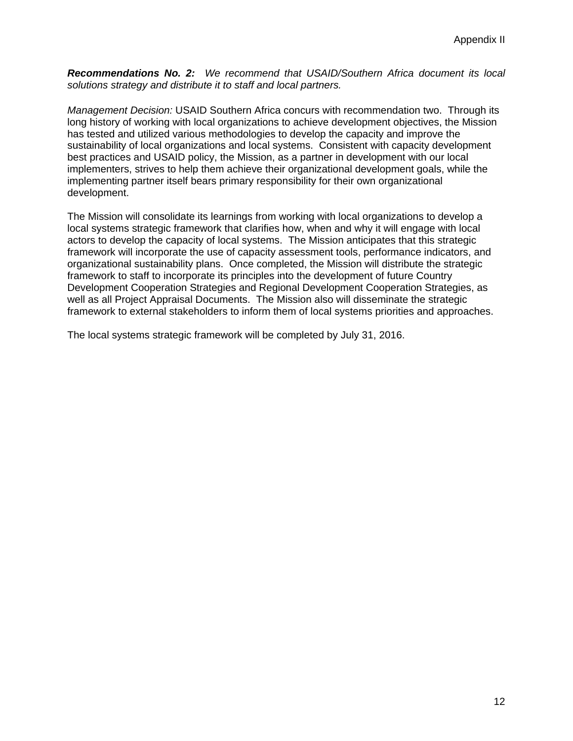Appendix II

***Recommendations No. 2:*** *We recommend that USAID/Southern Africa document its local solutions strategy and distribute it to staff and local partners.*

*Management Decision:* USAID Southern Africa concurs with recommendation two. Through its long history of working with local organizations to achieve development objectives, the Mission has tested and utilized various methodologies to develop the capacity and improve the sustainability of local organizations and local systems. Consistent with capacity development best practices and USAID policy, the Mission, as a partner in development with our local implementers, strives to help them achieve their organizational development goals, while the implementing partner itself bears primary responsibility for their own organizational development.

The Mission will consolidate its learnings from working with local organizations to develop a local systems strategic framework that clarifies how, when and why it will engage with local actors to develop the capacity of local systems. The Mission anticipates that this strategic framework will incorporate the use of capacity assessment tools, performance indicators, and organizational sustainability plans. Once completed, the Mission will distribute the strategic framework to staff to incorporate its principles into the development of future Country Development Cooperation Strategies and Regional Development Cooperation Strategies, as well as all Project Appraisal Documents. The Mission also will disseminate the strategic framework to external stakeholders to inform them of local systems priorities and approaches.

The local systems strategic framework will be completed by July 31, 2016.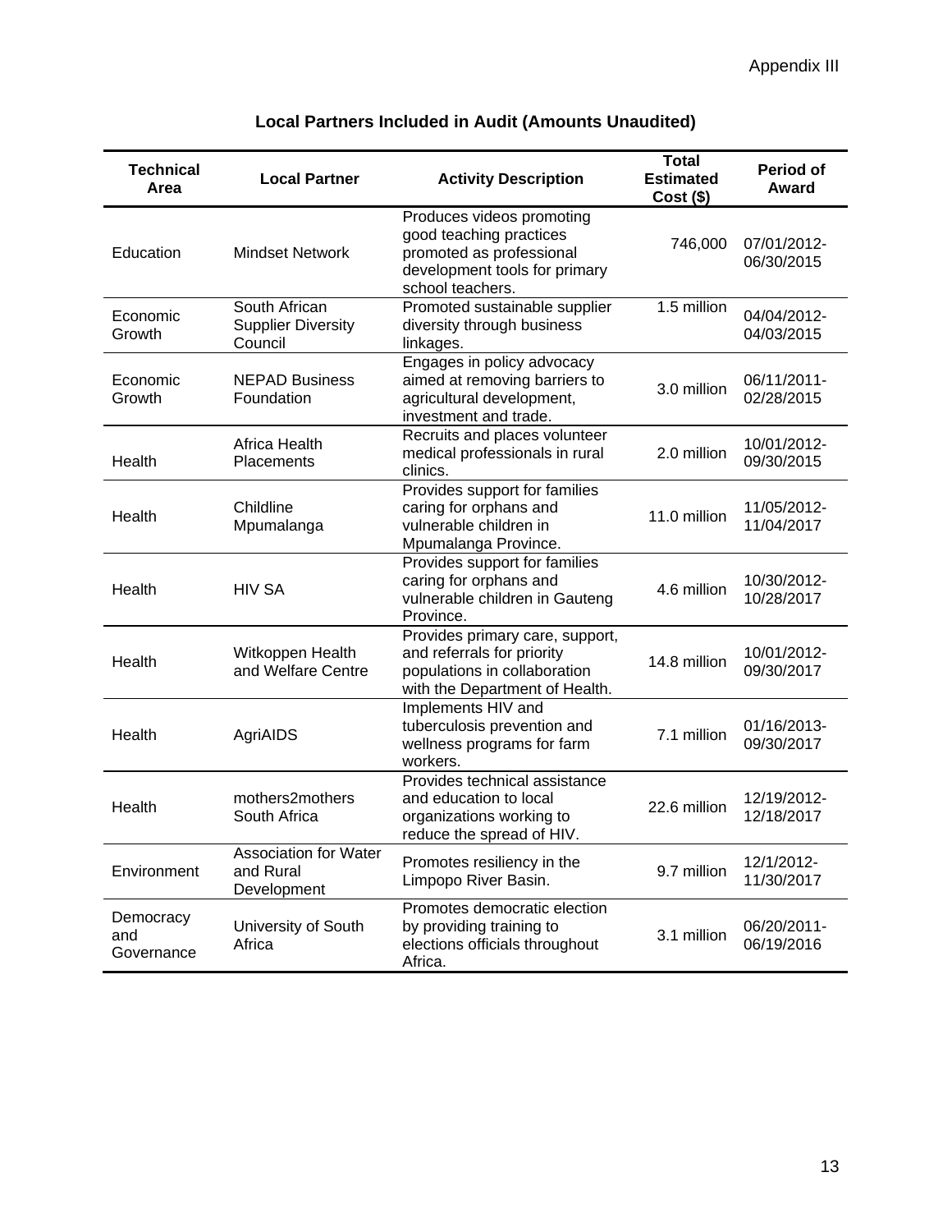Appendix III

## Local Partners Included in Audit (Amounts Unaudited)

| Technical Area | Local Partner | Activity Description | Total Estimated Cost ($) | Period of Award |
|---|---|---|---|---|
| Education | Mindset Network | Produces videos promoting good teaching practices promoted as professional development tools for primary school teachers. | 746,000 | 07/01/2012-06/30/2015 |
| Economic Growth | South African Supplier Diversity Council | Promoted sustainable supplier diversity through business linkages. | 1.5 million | 04/04/2012-04/03/2015 |
| Economic Growth | NEPAD Business Foundation | Engages in policy advocacy aimed at removing barriers to agricultural development, investment and trade. | 3.0 million | 06/11/2011-02/28/2015 |
| Health | Africa Health Placements | Recruits and places volunteer medical professionals in rural clinics. | 2.0 million | 10/01/2012-09/30/2015 |
| Health | Childline Mpumalanga | Provides support for families caring for orphans and vulnerable children in Mpumalanga Province. | 11.0 million | 11/05/2012-11/04/2017 |
| Health | HIV SA | Provides support for families caring for orphans and vulnerable children in Gauteng Province. | 4.6 million | 10/30/2012-10/28/2017 |
| Health | Witkoppen Health and Welfare Centre | Provides primary care, support, and referrals for priority populations in collaboration with the Department of Health. | 14.8 million | 10/01/2012-09/30/2017 |
| Health | AgriAIDS | Implements HIV and tuberculosis prevention and wellness programs for farm workers. | 7.1 million | 01/16/2013-09/30/2017 |
| Health | mothers2mothers South Africa | Provides technical assistance and education to local organizations working to reduce the spread of HIV. | 22.6 million | 12/19/2012-12/18/2017 |
| Environment | Association for Water and Rural Development | Promotes resiliency in the Limpopo River Basin. | 9.7 million | 12/1/2012-11/30/2017 |
| Democracy and Governance | University of South Africa | Promotes democratic election by providing training to elections officials throughout Africa. | 3.1 million | 06/20/2011-06/19/2016 |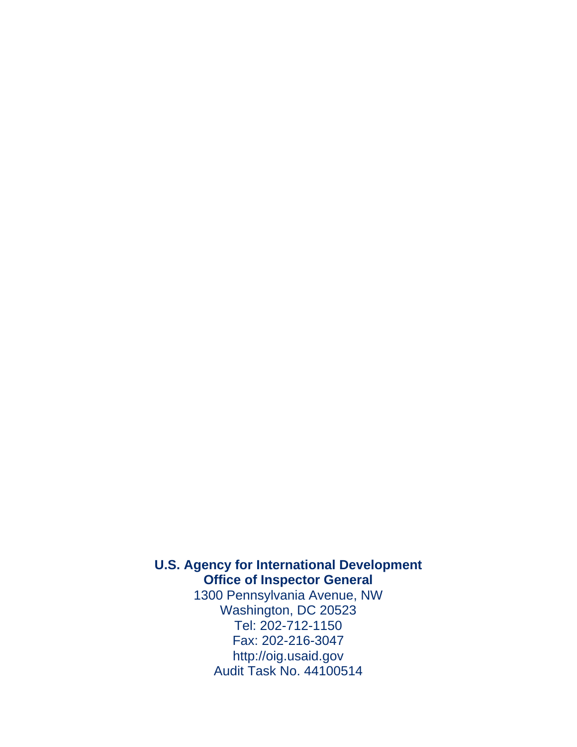**U.S. Agency for International Development**
**Office of Inspector General**
1300 Pennsylvania Avenue, NW
Washington, DC 20523
Tel: 202-712-1150
Fax: 202-216-3047
http://oig.usaid.gov
Audit Task No. 44100514